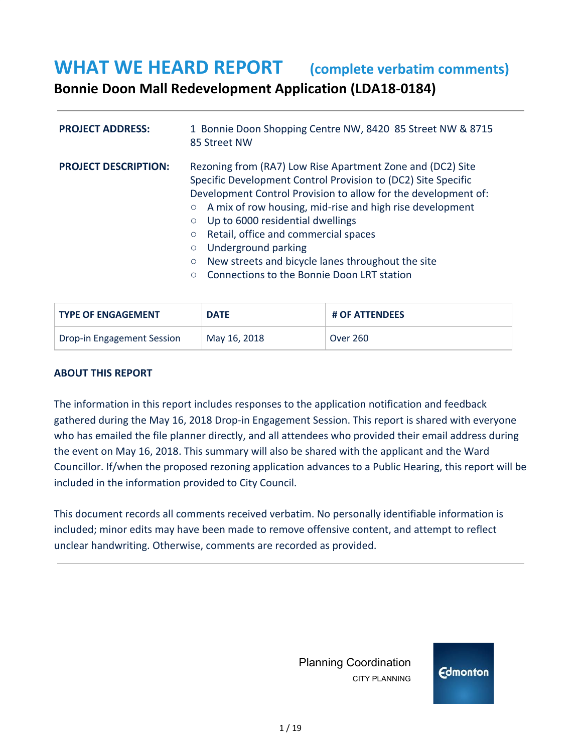# WHAT WE HEARD REPORT (complete verbatim comments)

## Bonnie Doon Mall Redevelopment Application (LDA18-0184)

**PROJECT ADDRESS:** 1 Bonnie Doon Shopping Centre NW, 8420 85 Street NW & 8715 85 Street NW

**PROJECT DESCRIPTION:** Rezoning from (RA7) Low Rise Apartment Zone and (DC2) Site Specific Development Control Provision to (DC2) Site Specific Development Control Provision to allow for the development of:

- A mix of row housing, mid-rise and high rise development
- Up to 6000 residential dwellings
- Retail, office and commercial spaces
- Underground parking
- New streets and bicycle lanes throughout the site
- Connections to the Bonnie Doon LRT station

| TYPE OF ENGAGEMENT | DATE | # OF ATTENDEES |
|---|---|---|
| Drop-in Engagement Session | May 16, 2018 | Over 260 |

### ABOUT THIS REPORT

The information in this report includes responses to the application notification and feedback gathered during the May 16, 2018 Drop-in Engagement Session. This report is shared with everyone who has emailed the file planner directly, and all attendees who provided their email address during the event on May 16, 2018. This summary will also be shared with the applicant and the Ward Councillor. If/when the proposed rezoning application advances to a Public Hearing, this report will be included in the information provided to City Council.

This document records all comments received verbatim. No personally identifiable information is included; minor edits may have been made to remove offensive content, and attempt to reflect unclear handwriting. Otherwise, comments are recorded as provided.

Planning Coordination
CITY PLANNING

Edmonton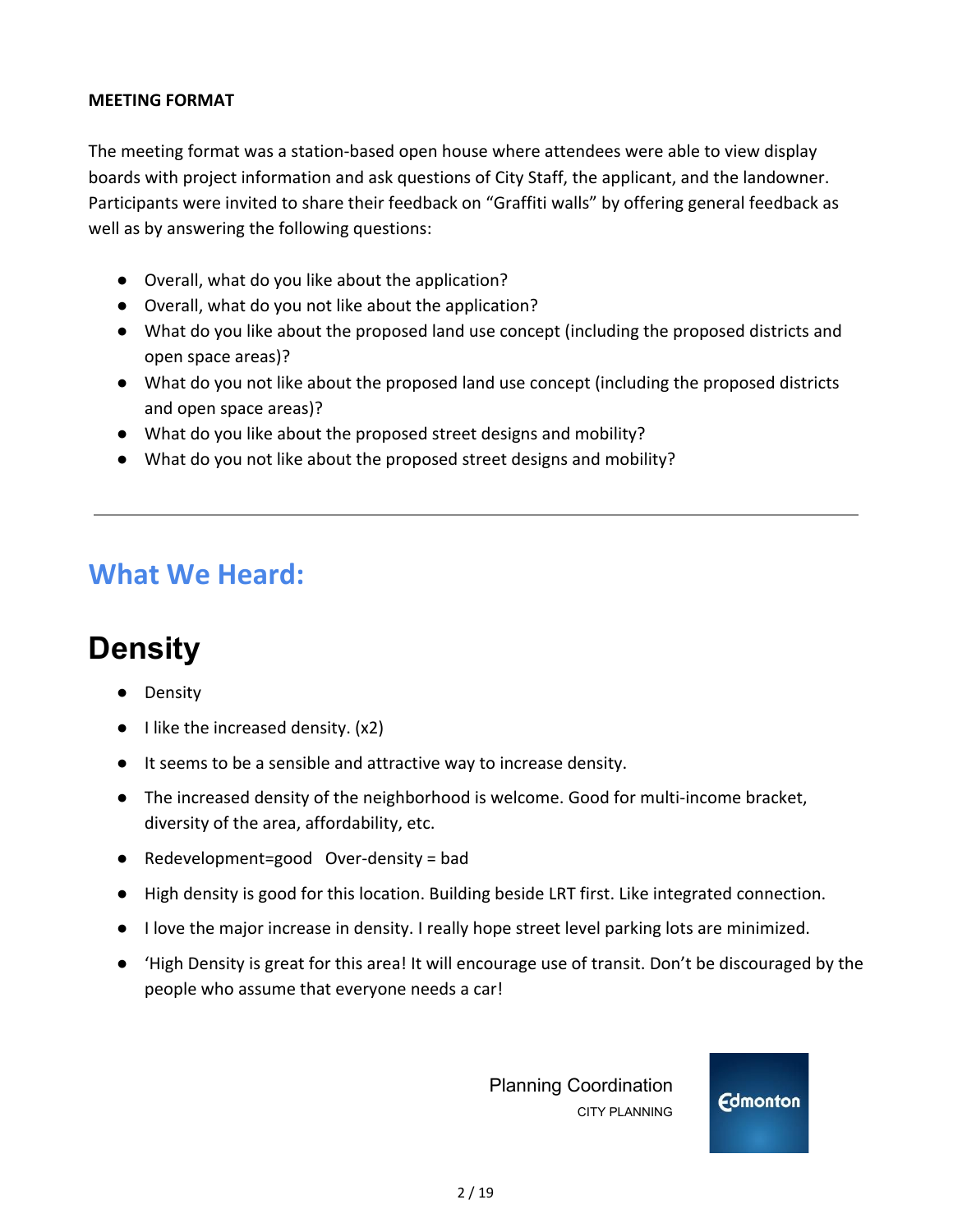**MEETING FORMAT**

The meeting format was a station-based open house where attendees were able to view display boards with project information and ask questions of City Staff, the applicant, and the landowner. Participants were invited to share their feedback on "Graffiti walls" by offering general feedback as well as by answering the following questions:

- Overall, what do you like about the application?
- Overall, what do you not like about the application?
- What do you like about the proposed land use concept (including the proposed districts and open space areas)?
- What do you not like about the proposed land use concept (including the proposed districts and open space areas)?
- What do you like about the proposed street designs and mobility?
- What do you not like about the proposed street designs and mobility?

---

## What We Heard:

# Density

- Density
- I like the increased density. (x2)
- It seems to be a sensible and attractive way to increase density.
- The increased density of the neighborhood is welcome. Good for multi-income bracket, diversity of the area, affordability, etc.
- Redevelopment=good   Over-density = bad
- High density is good for this location. Building beside LRT first. Like integrated connection.
- I love the major increase in density. I really hope street level parking lots are minimized.
- 'High Density is great for this area! It will encourage use of transit. Don't be discouraged by the people who assume that everyone needs a car!

Planning Coordination
CITY PLANNING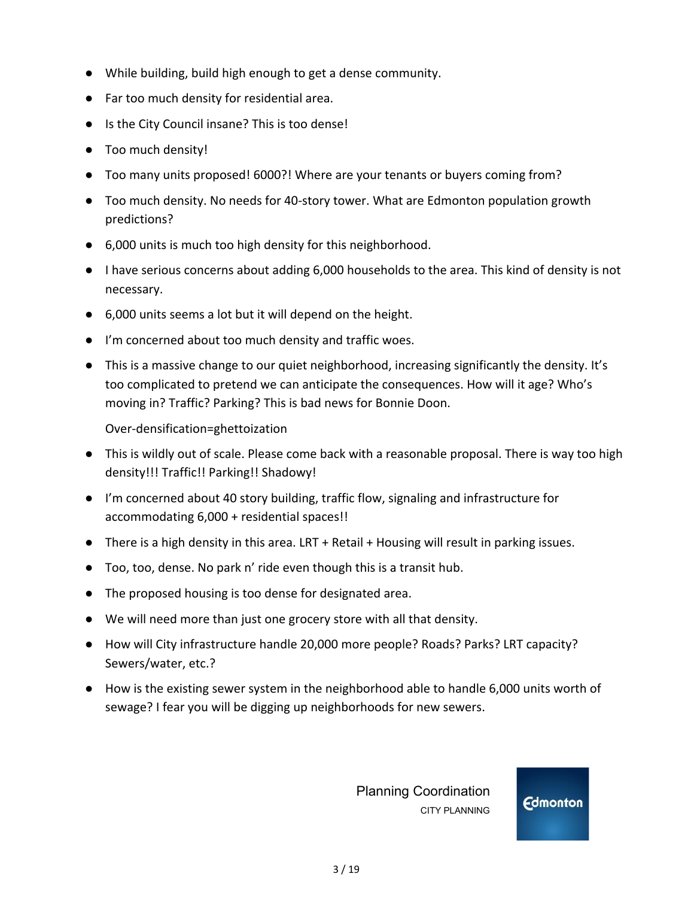- While building, build high enough to get a dense community.
- Far too much density for residential area.
- Is the City Council insane? This is too dense!
- Too much density!
- Too many units proposed! 6000?! Where are your tenants or buyers coming from?
- Too much density. No needs for 40-story tower. What are Edmonton population growth predictions?
- 6,000 units is much too high density for this neighborhood.
- I have serious concerns about adding 6,000 households to the area. This kind of density is not necessary.
- 6,000 units seems a lot but it will depend on the height.
- I'm concerned about too much density and traffic woes.
- This is a massive change to our quiet neighborhood, increasing significantly the density. It's too complicated to pretend we can anticipate the consequences. How will it age? Who's moving in? Traffic? Parking? This is bad news for Bonnie Doon.

  Over-densification=ghettoization
- This is wildly out of scale. Please come back with a reasonable proposal. There is way too high density!!! Traffic!! Parking!! Shadowy!
- I'm concerned about 40 story building, traffic flow, signaling and infrastructure for accommodating 6,000 + residential spaces!!
- There is a high density in this area. LRT + Retail + Housing will result in parking issues.
- Too, too, dense. No park n' ride even though this is a transit hub.
- The proposed housing is too dense for designated area.
- We will need more than just one grocery store with all that density.
- How will City infrastructure handle 20,000 more people? Roads? Parks? LRT capacity? Sewers/water, etc.?
- How is the existing sewer system in the neighborhood able to handle 6,000 units worth of sewage? I fear you will be digging up neighborhoods for new sewers.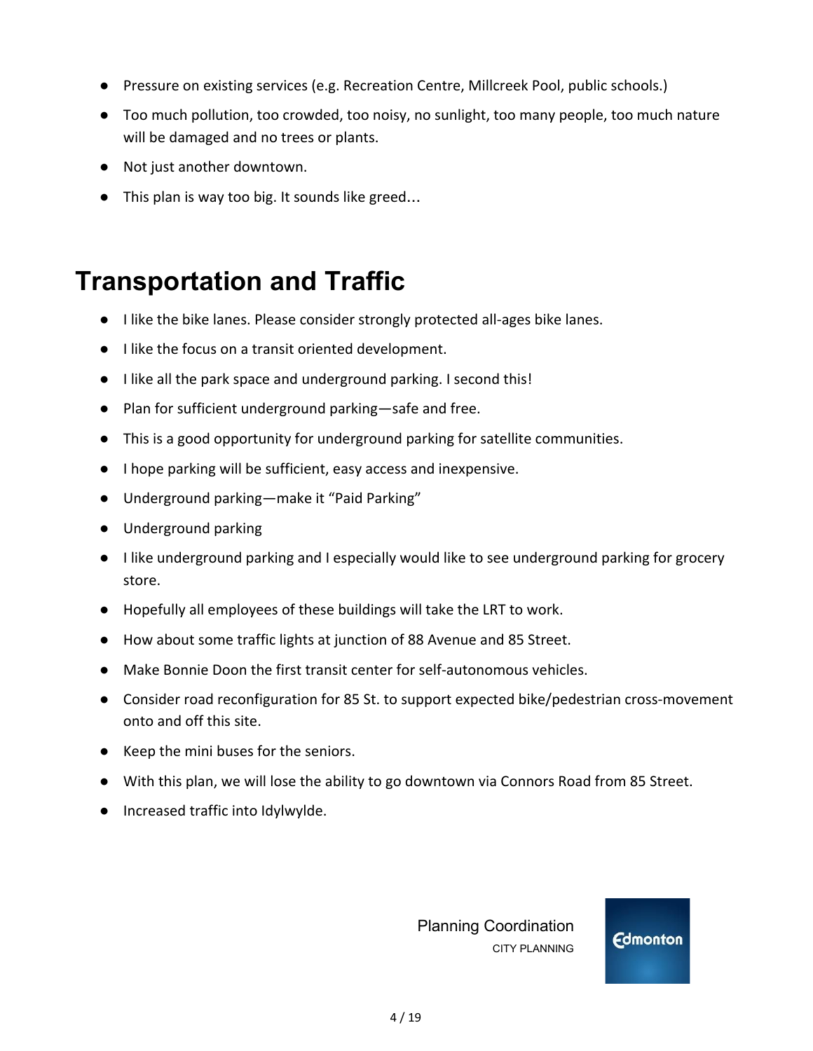- Pressure on existing services (e.g. Recreation Centre, Millcreek Pool, public schools.)
- Too much pollution, too crowded, too noisy, no sunlight, too many people, too much nature will be damaged and no trees or plants.
- Not just another downtown.
- This plan is way too big. It sounds like greed…

## Transportation and Traffic

- I like the bike lanes. Please consider strongly protected all-ages bike lanes.
- I like the focus on a transit oriented development.
- I like all the park space and underground parking. I second this!
- Plan for sufficient underground parking—safe and free.
- This is a good opportunity for underground parking for satellite communities.
- I hope parking will be sufficient, easy access and inexpensive.
- Underground parking—make it "Paid Parking"
- Underground parking
- I like underground parking and I especially would like to see underground parking for grocery store.
- Hopefully all employees of these buildings will take the LRT to work.
- How about some traffic lights at junction of 88 Avenue and 85 Street.
- Make Bonnie Doon the first transit center for self-autonomous vehicles.
- Consider road reconfiguration for 85 St. to support expected bike/pedestrian cross-movement onto and off this site.
- Keep the mini buses for the seniors.
- With this plan, we will lose the ability to go downtown via Connors Road from 85 Street.
- Increased traffic into Idylwylde.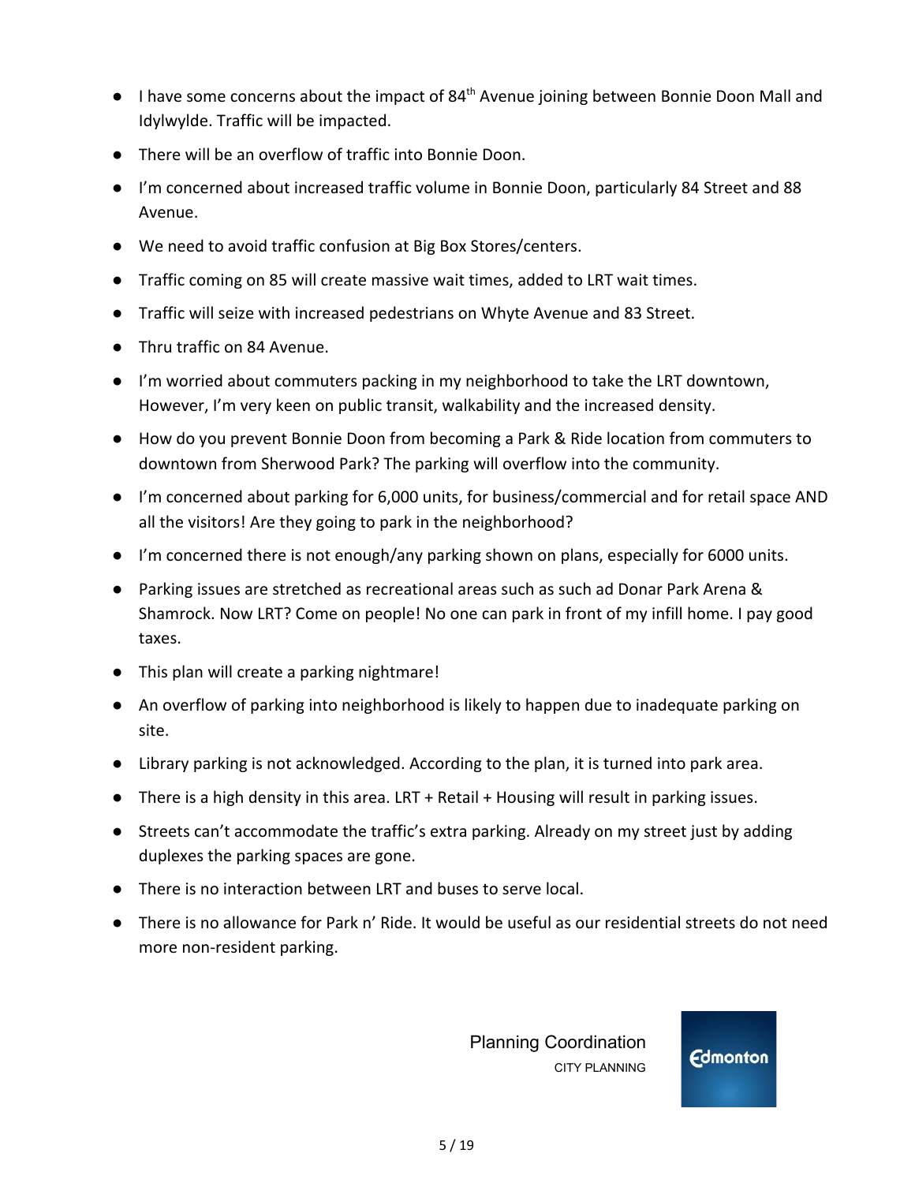- I have some concerns about the impact of 84th Avenue joining between Bonnie Doon Mall and Idylwylde. Traffic will be impacted.
- There will be an overflow of traffic into Bonnie Doon.
- I'm concerned about increased traffic volume in Bonnie Doon, particularly 84 Street and 88 Avenue.
- We need to avoid traffic confusion at Big Box Stores/centers.
- Traffic coming on 85 will create massive wait times, added to LRT wait times.
- Traffic will seize with increased pedestrians on Whyte Avenue and 83 Street.
- Thru traffic on 84 Avenue.
- I'm worried about commuters packing in my neighborhood to take the LRT downtown, However, I'm very keen on public transit, walkability and the increased density.
- How do you prevent Bonnie Doon from becoming a Park & Ride location from commuters to downtown from Sherwood Park? The parking will overflow into the community.
- I'm concerned about parking for 6,000 units, for business/commercial and for retail space AND all the visitors! Are they going to park in the neighborhood?
- I'm concerned there is not enough/any parking shown on plans, especially for 6000 units.
- Parking issues are stretched as recreational areas such as such ad Donar Park Arena & Shamrock. Now LRT? Come on people! No one can park in front of my infill home. I pay good taxes.
- This plan will create a parking nightmare!
- An overflow of parking into neighborhood is likely to happen due to inadequate parking on site.
- Library parking is not acknowledged. According to the plan, it is turned into park area.
- There is a high density in this area. LRT + Retail + Housing will result in parking issues.
- Streets can't accommodate the traffic's extra parking. Already on my street just by adding duplexes the parking spaces are gone.
- There is no interaction between LRT and buses to serve local.
- There is no allowance for Park n' Ride. It would be useful as our residential streets do not need more non-resident parking.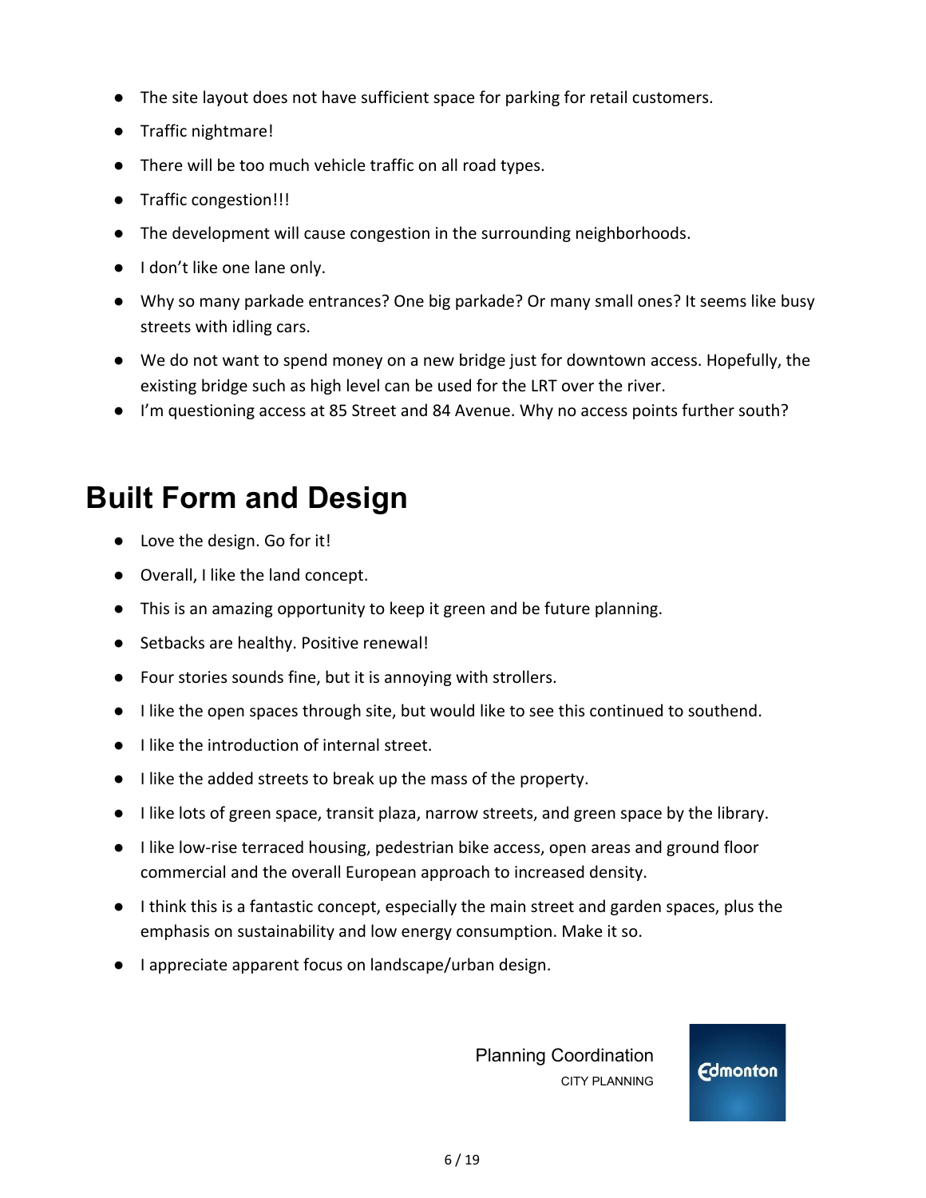- The site layout does not have sufficient space for parking for retail customers.
- Traffic nightmare!
- There will be too much vehicle traffic on all road types.
- Traffic congestion!!!
- The development will cause congestion in the surrounding neighborhoods.
- I don't like one lane only.
- Why so many parkade entrances? One big parkade? Or many small ones? It seems like busy streets with idling cars.
- We do not want to spend money on a new bridge just for downtown access. Hopefully, the existing bridge such as high level can be used for the LRT over the river.
- I'm questioning access at 85 Street and 84 Avenue. Why no access points further south?

# Built Form and Design

- Love the design. Go for it!
- Overall, I like the land concept.
- This is an amazing opportunity to keep it green and be future planning.
- Setbacks are healthy. Positive renewal!
- Four stories sounds fine, but it is annoying with strollers.
- I like the open spaces through site, but would like to see this continued to southend.
- I like the introduction of internal street.
- I like the added streets to break up the mass of the property.
- I like lots of green space, transit plaza, narrow streets, and green space by the library.
- I like low-rise terraced housing, pedestrian bike access, open areas and ground floor commercial and the overall European approach to increased density.
- I think this is a fantastic concept, especially the main street and garden spaces, plus the emphasis on sustainability and low energy consumption. Make it so.
- I appreciate apparent focus on landscape/urban design.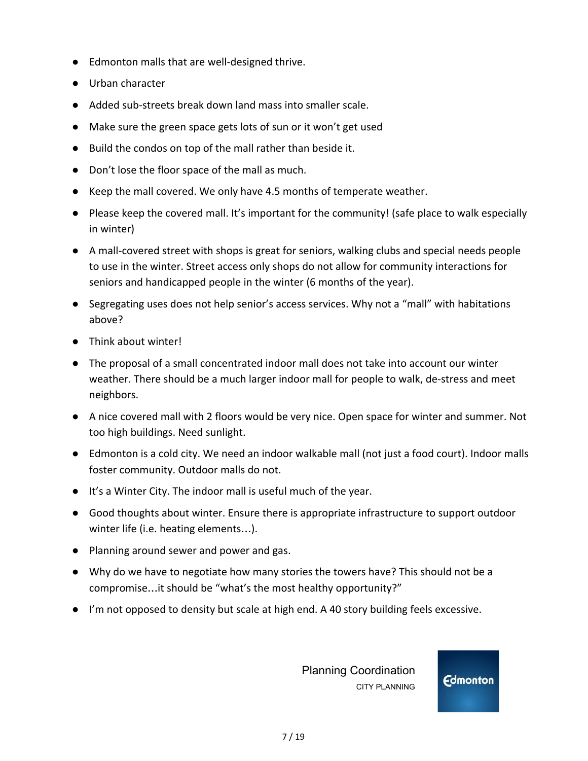- Edmonton malls that are well-designed thrive.
- Urban character
- Added sub-streets break down land mass into smaller scale.
- Make sure the green space gets lots of sun or it won't get used
- Build the condos on top of the mall rather than beside it.
- Don't lose the floor space of the mall as much.
- Keep the mall covered. We only have 4.5 months of temperate weather.
- Please keep the covered mall. It's important for the community! (safe place to walk especially in winter)
- A mall-covered street with shops is great for seniors, walking clubs and special needs people to use in the winter. Street access only shops do not allow for community interactions for seniors and handicapped people in the winter (6 months of the year).
- Segregating uses does not help senior's access services. Why not a "mall" with habitations above?
- Think about winter!
- The proposal of a small concentrated indoor mall does not take into account our winter weather. There should be a much larger indoor mall for people to walk, de-stress and meet neighbors.
- A nice covered mall with 2 floors would be very nice. Open space for winter and summer. Not too high buildings. Need sunlight.
- Edmonton is a cold city. We need an indoor walkable mall (not just a food court). Indoor malls foster community. Outdoor malls do not.
- It's a Winter City. The indoor mall is useful much of the year.
- Good thoughts about winter. Ensure there is appropriate infrastructure to support outdoor winter life (i.e. heating elements…).
- Planning around sewer and power and gas.
- Why do we have to negotiate how many stories the towers have? This should not be a compromise…it should be "what's the most healthy opportunity?"
- I'm not opposed to density but scale at high end. A 40 story building feels excessive.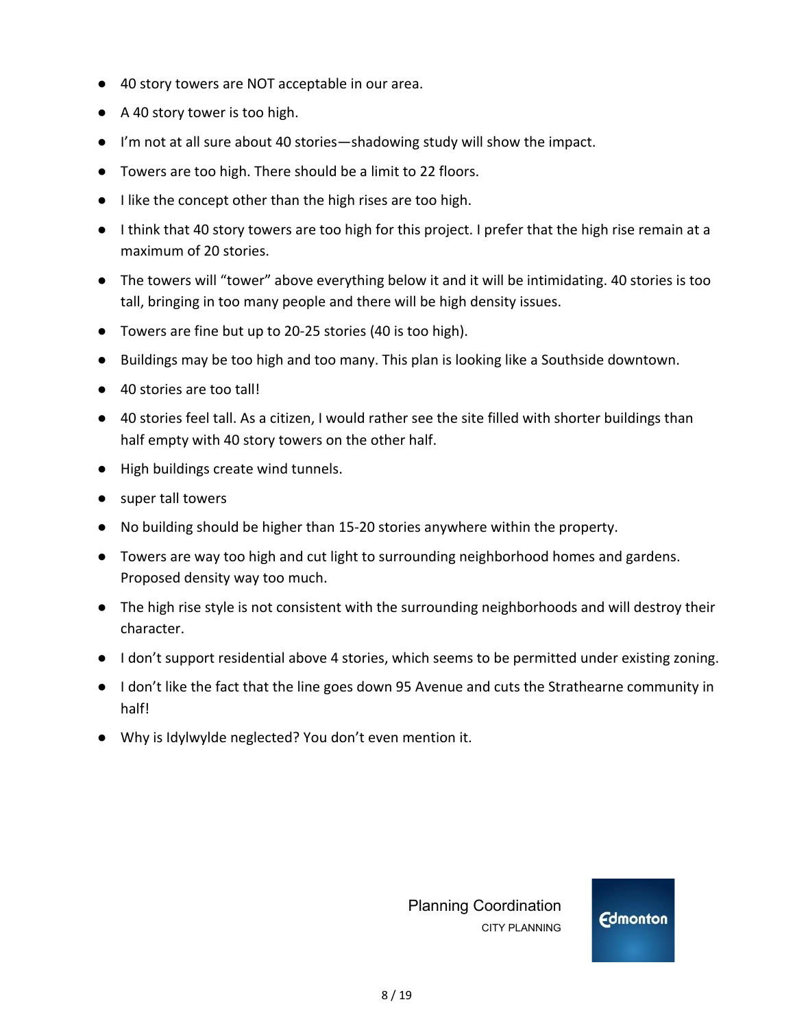- 40 story towers are NOT acceptable in our area.
- A 40 story tower is too high.
- I'm not at all sure about 40 stories—shadowing study will show the impact.
- Towers are too high. There should be a limit to 22 floors.
- I like the concept other than the high rises are too high.
- I think that 40 story towers are too high for this project. I prefer that the high rise remain at a maximum of 20 stories.
- The towers will "tower" above everything below it and it will be intimidating. 40 stories is too tall, bringing in too many people and there will be high density issues.
- Towers are fine but up to 20-25 stories (40 is too high).
- Buildings may be too high and too many. This plan is looking like a Southside downtown.
- 40 stories are too tall!
- 40 stories feel tall. As a citizen, I would rather see the site filled with shorter buildings than half empty with 40 story towers on the other half.
- High buildings create wind tunnels.
- super tall towers
- No building should be higher than 15-20 stories anywhere within the property.
- Towers are way too high and cut light to surrounding neighborhood homes and gardens. Proposed density way too much.
- The high rise style is not consistent with the surrounding neighborhoods and will destroy their character.
- I don't support residential above 4 stories, which seems to be permitted under existing zoning.
- I don't like the fact that the line goes down 95 Avenue and cuts the Strathearne community in half!
- Why is Idylwylde neglected? You don't even mention it.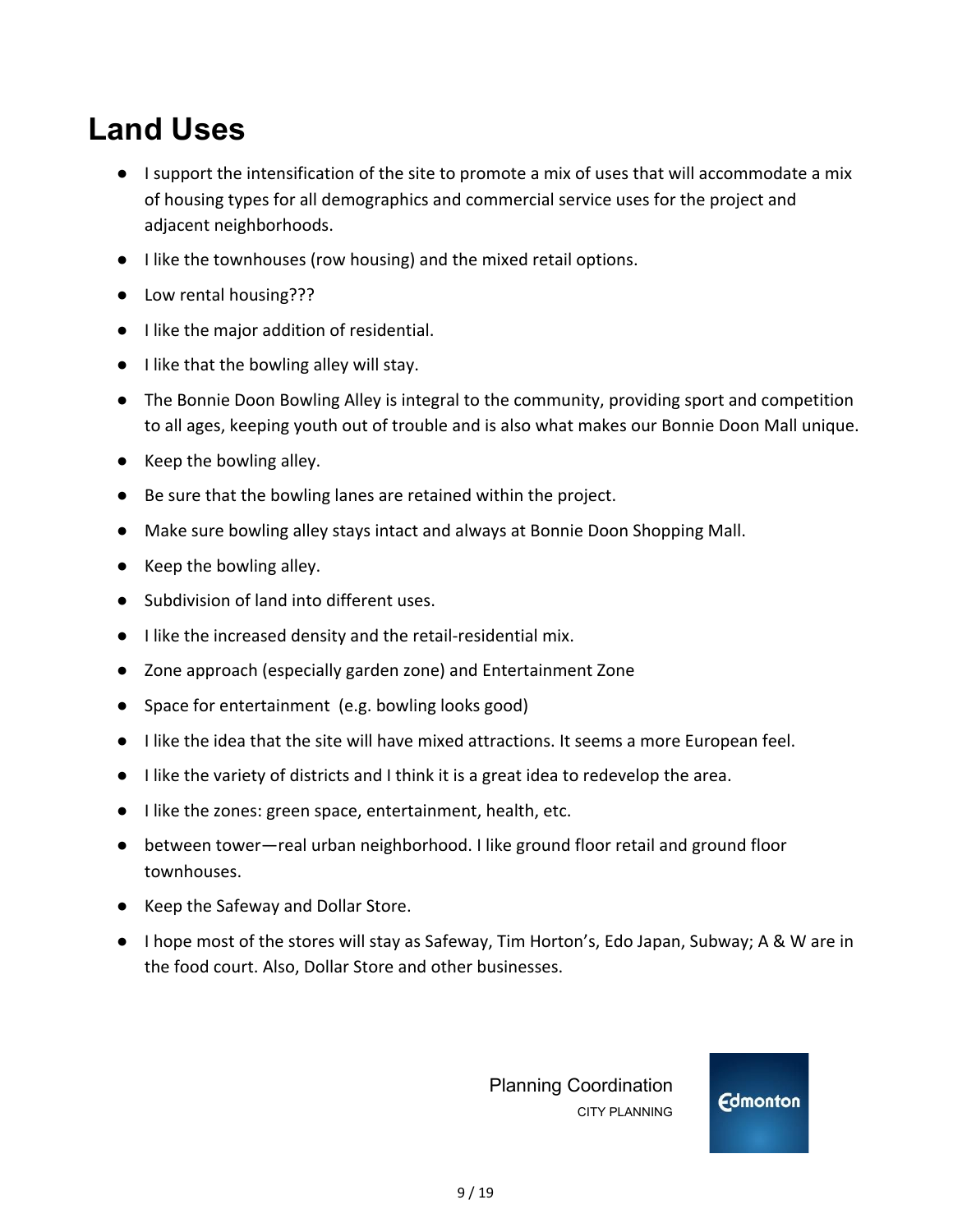# Land Uses

- I support the intensification of the site to promote a mix of uses that will accommodate a mix of housing types for all demographics and commercial service uses for the project and adjacent neighborhoods.
- I like the townhouses (row housing) and the mixed retail options.
- Low rental housing???
- I like the major addition of residential.
- I like that the bowling alley will stay.
- The Bonnie Doon Bowling Alley is integral to the community, providing sport and competition to all ages, keeping youth out of trouble and is also what makes our Bonnie Doon Mall unique.
- Keep the bowling alley.
- Be sure that the bowling lanes are retained within the project.
- Make sure bowling alley stays intact and always at Bonnie Doon Shopping Mall.
- Keep the bowling alley.
- Subdivision of land into different uses.
- I like the increased density and the retail-residential mix.
- Zone approach (especially garden zone) and Entertainment Zone
- Space for entertainment (e.g. bowling looks good)
- I like the idea that the site will have mixed attractions. It seems a more European feel.
- I like the variety of districts and I think it is a great idea to redevelop the area.
- I like the zones: green space, entertainment, health, etc.
- between tower—real urban neighborhood. I like ground floor retail and ground floor townhouses.
- Keep the Safeway and Dollar Store.
- I hope most of the stores will stay as Safeway, Tim Horton's, Edo Japan, Subway; A & W are in the food court. Also, Dollar Store and other businesses.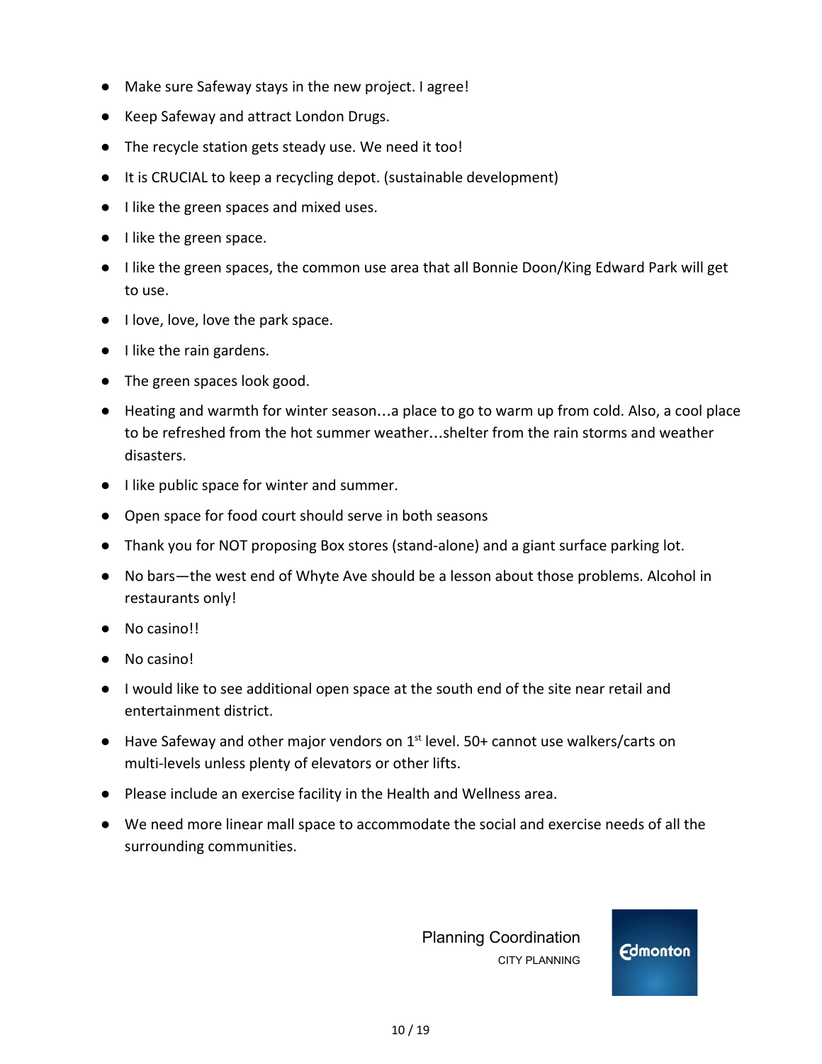- Make sure Safeway stays in the new project. I agree!
- Keep Safeway and attract London Drugs.
- The recycle station gets steady use. We need it too!
- It is CRUCIAL to keep a recycling depot. (sustainable development)
- I like the green spaces and mixed uses.
- I like the green space.
- I like the green spaces, the common use area that all Bonnie Doon/King Edward Park will get to use.
- I love, love, love the park space.
- I like the rain gardens.
- The green spaces look good.
- Heating and warmth for winter season…a place to go to warm up from cold. Also, a cool place to be refreshed from the hot summer weather…shelter from the rain storms and weather disasters.
- I like public space for winter and summer.
- Open space for food court should serve in both seasons
- Thank you for NOT proposing Box stores (stand-alone) and a giant surface parking lot.
- No bars—the west end of Whyte Ave should be a lesson about those problems. Alcohol in restaurants only!
- No casino!!
- No casino!
- I would like to see additional open space at the south end of the site near retail and entertainment district.
- Have Safeway and other major vendors on 1st level. 50+ cannot use walkers/carts on multi-levels unless plenty of elevators or other lifts.
- Please include an exercise facility in the Health and Wellness area.
- We need more linear mall space to accommodate the social and exercise needs of all the surrounding communities.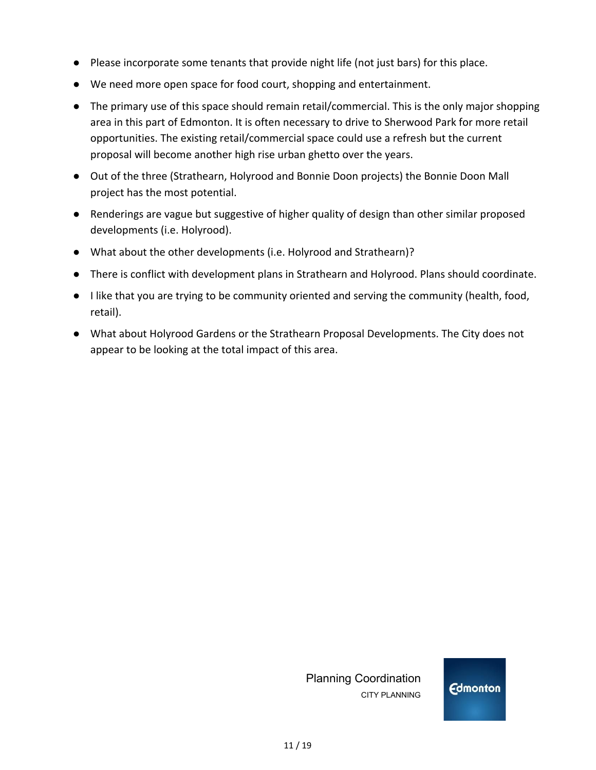- Please incorporate some tenants that provide night life (not just bars) for this place.
- We need more open space for food court, shopping and entertainment.
- The primary use of this space should remain retail/commercial. This is the only major shopping area in this part of Edmonton. It is often necessary to drive to Sherwood Park for more retail opportunities. The existing retail/commercial space could use a refresh but the current proposal will become another high rise urban ghetto over the years.
- Out of the three (Strathearn, Holyrood and Bonnie Doon projects) the Bonnie Doon Mall project has the most potential.
- Renderings are vague but suggestive of higher quality of design than other similar proposed developments (i.e. Holyrood).
- What about the other developments (i.e. Holyrood and Strathearn)?
- There is conflict with development plans in Strathearn and Holyrood. Plans should coordinate.
- I like that you are trying to be community oriented and serving the community (health, food, retail).
- What about Holyrood Gardens or the Strathearn Proposal Developments. The City does not appear to be looking at the total impact of this area.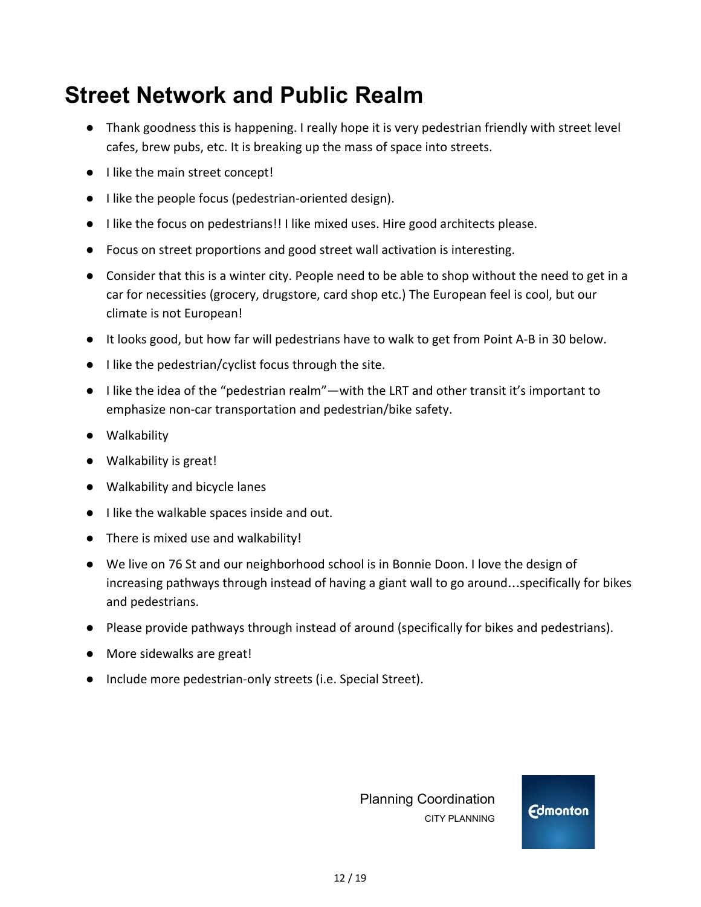# Street Network and Public Realm

- Thank goodness this is happening. I really hope it is very pedestrian friendly with street level cafes, brew pubs, etc. It is breaking up the mass of space into streets.
- I like the main street concept!
- I like the people focus (pedestrian-oriented design).
- I like the focus on pedestrians!! I like mixed uses. Hire good architects please.
- Focus on street proportions and good street wall activation is interesting.
- Consider that this is a winter city. People need to be able to shop without the need to get in a car for necessities (grocery, drugstore, card shop etc.) The European feel is cool, but our climate is not European!
- It looks good, but how far will pedestrians have to walk to get from Point A-B in 30 below.
- I like the pedestrian/cyclist focus through the site.
- I like the idea of the "pedestrian realm"—with the LRT and other transit it's important to emphasize non-car transportation and pedestrian/bike safety.
- Walkability
- Walkability is great!
- Walkability and bicycle lanes
- I like the walkable spaces inside and out.
- There is mixed use and walkability!
- We live on 76 St and our neighborhood school is in Bonnie Doon. I love the design of increasing pathways through instead of having a giant wall to go around…specifically for bikes and pedestrians.
- Please provide pathways through instead of around (specifically for bikes and pedestrians).
- More sidewalks are great!
- Include more pedestrian-only streets (i.e. Special Street).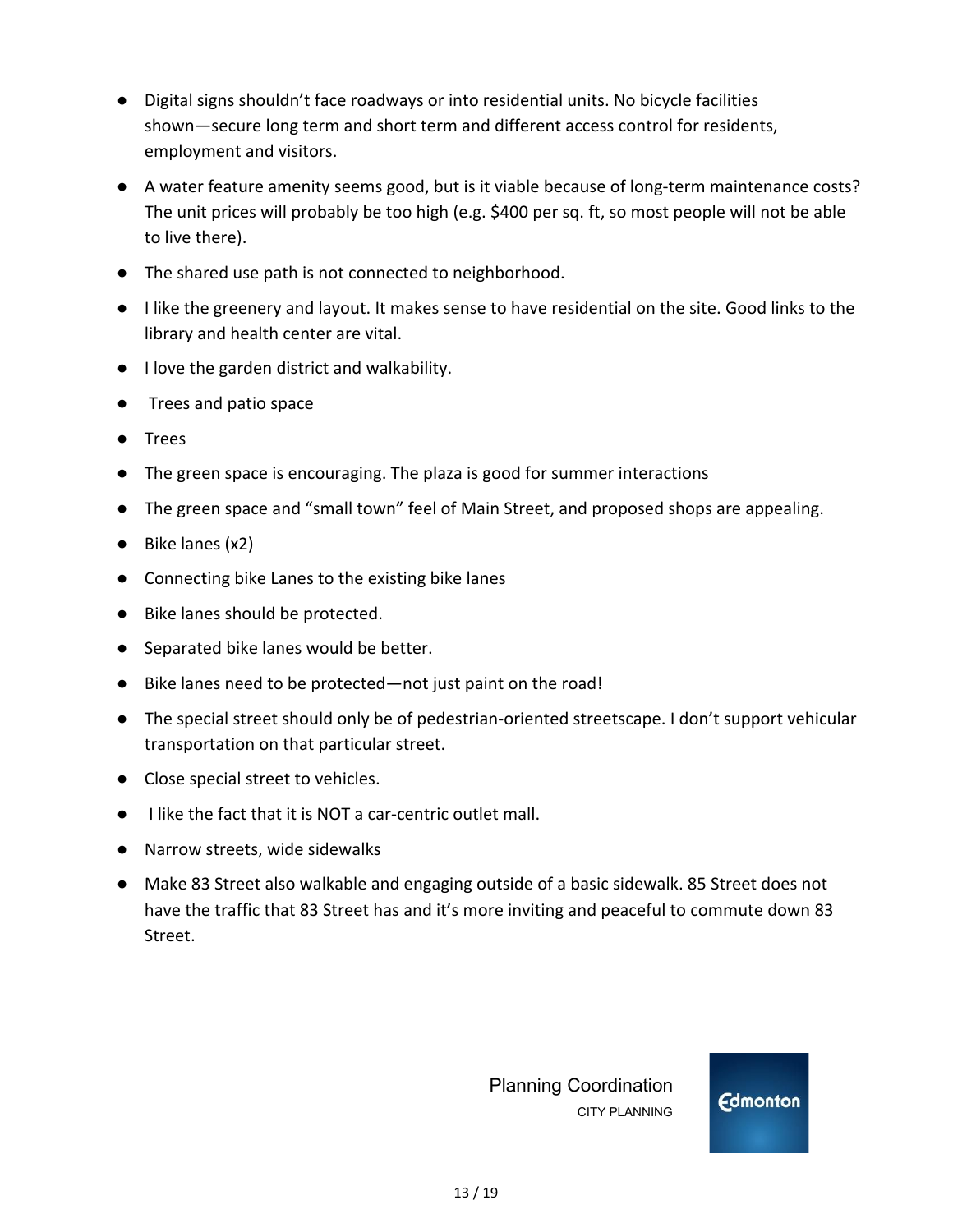- Digital signs shouldn't face roadways or into residential units. No bicycle facilities shown—secure long term and short term and different access control for residents, employment and visitors.
- A water feature amenity seems good, but is it viable because of long-term maintenance costs? The unit prices will probably be too high (e.g. $400 per sq. ft, so most people will not be able to live there).
- The shared use path is not connected to neighborhood.
- I like the greenery and layout. It makes sense to have residential on the site. Good links to the library and health center are vital.
- I love the garden district and walkability.
- Trees and patio space
- Trees
- The green space is encouraging. The plaza is good for summer interactions
- The green space and "small town" feel of Main Street, and proposed shops are appealing.
- Bike lanes (x2)
- Connecting bike Lanes to the existing bike lanes
- Bike lanes should be protected.
- Separated bike lanes would be better.
- Bike lanes need to be protected—not just paint on the road!
- The special street should only be of pedestrian-oriented streetscape. I don't support vehicular transportation on that particular street.
- Close special street to vehicles.
- I like the fact that it is NOT a car-centric outlet mall.
- Narrow streets, wide sidewalks
- Make 83 Street also walkable and engaging outside of a basic sidewalk. 85 Street does not have the traffic that 83 Street has and it's more inviting and peaceful to commute down 83 Street.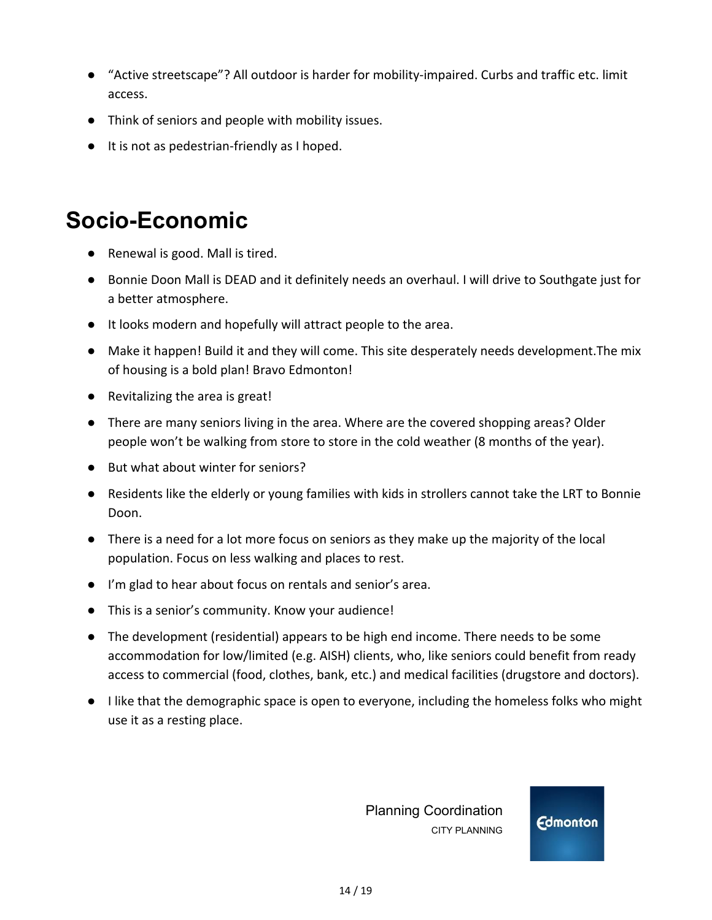- "Active streetscape"? All outdoor is harder for mobility-impaired. Curbs and traffic etc. limit access.
- Think of seniors and people with mobility issues.
- It is not as pedestrian-friendly as I hoped.

# Socio-Economic

- Renewal is good. Mall is tired.
- Bonnie Doon Mall is DEAD and it definitely needs an overhaul. I will drive to Southgate just for a better atmosphere.
- It looks modern and hopefully will attract people to the area.
- Make it happen! Build it and they will come. This site desperately needs development.The mix of housing is a bold plan! Bravo Edmonton!
- Revitalizing the area is great!
- There are many seniors living in the area. Where are the covered shopping areas? Older people won't be walking from store to store in the cold weather (8 months of the year).
- But what about winter for seniors?
- Residents like the elderly or young families with kids in strollers cannot take the LRT to Bonnie Doon.
- There is a need for a lot more focus on seniors as they make up the majority of the local population. Focus on less walking and places to rest.
- I'm glad to hear about focus on rentals and senior's area.
- This is a senior's community. Know your audience!
- The development (residential) appears to be high end income. There needs to be some accommodation for low/limited (e.g. AISH) clients, who, like seniors could benefit from ready access to commercial (food, clothes, bank, etc.) and medical facilities (drugstore and doctors).
- I like that the demographic space is open to everyone, including the homeless folks who might use it as a resting place.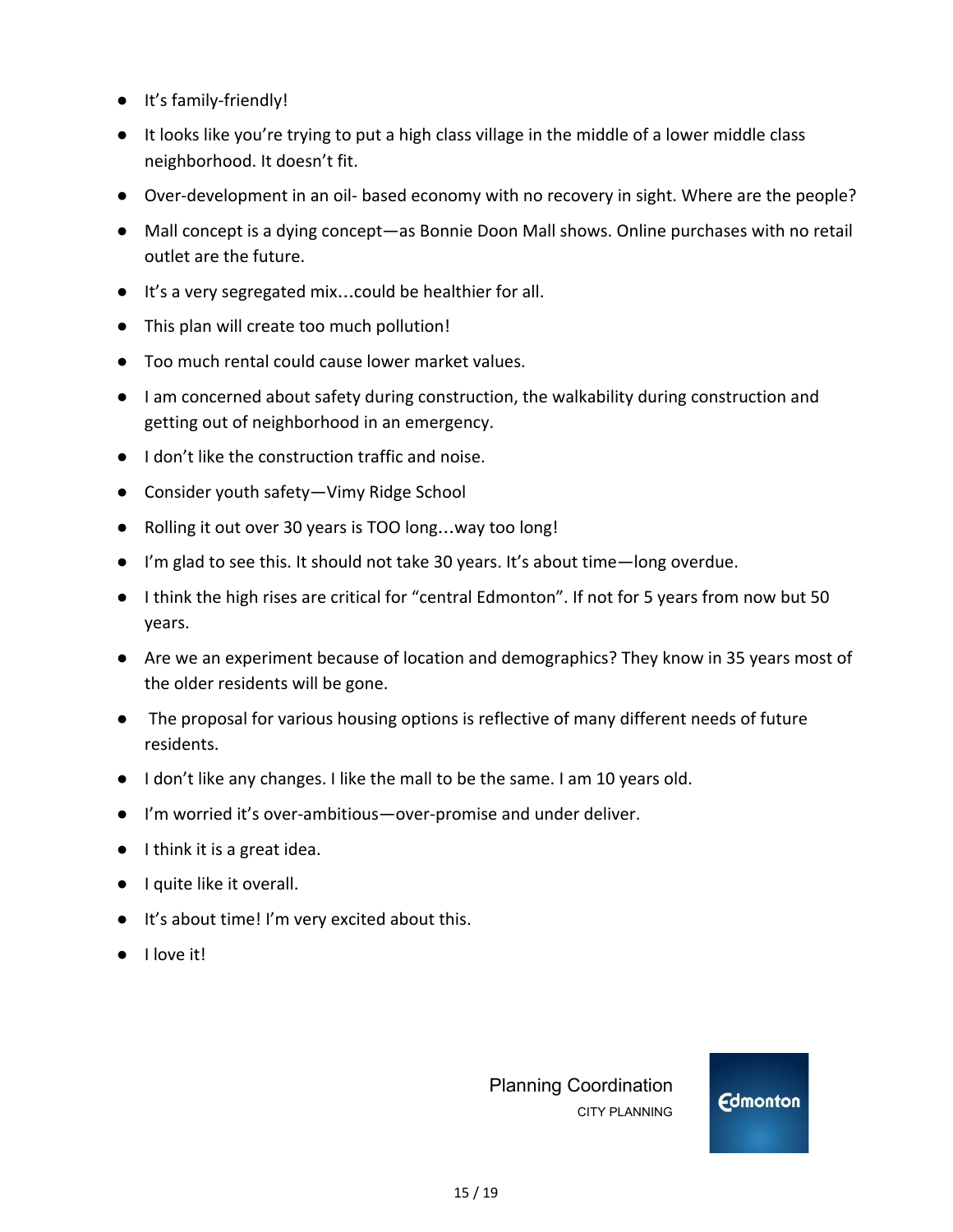- It's family-friendly!
- It looks like you're trying to put a high class village in the middle of a lower middle class neighborhood. It doesn't fit.
- Over-development in an oil- based economy with no recovery in sight. Where are the people?
- Mall concept is a dying concept—as Bonnie Doon Mall shows. Online purchases with no retail outlet are the future.
- It's a very segregated mix…could be healthier for all.
- This plan will create too much pollution!
- Too much rental could cause lower market values.
- I am concerned about safety during construction, the walkability during construction and getting out of neighborhood in an emergency.
- I don't like the construction traffic and noise.
- Consider youth safety—Vimy Ridge School
- Rolling it out over 30 years is TOO long…way too long!
- I'm glad to see this. It should not take 30 years. It's about time—long overdue.
- I think the high rises are critical for "central Edmonton". If not for 5 years from now but 50 years.
- Are we an experiment because of location and demographics? They know in 35 years most of the older residents will be gone.
- The proposal for various housing options is reflective of many different needs of future residents.
- I don't like any changes. I like the mall to be the same. I am 10 years old.
- I'm worried it's over-ambitious—over-promise and under deliver.
- I think it is a great idea.
- I quite like it overall.
- It's about time! I'm very excited about this.
- I love it!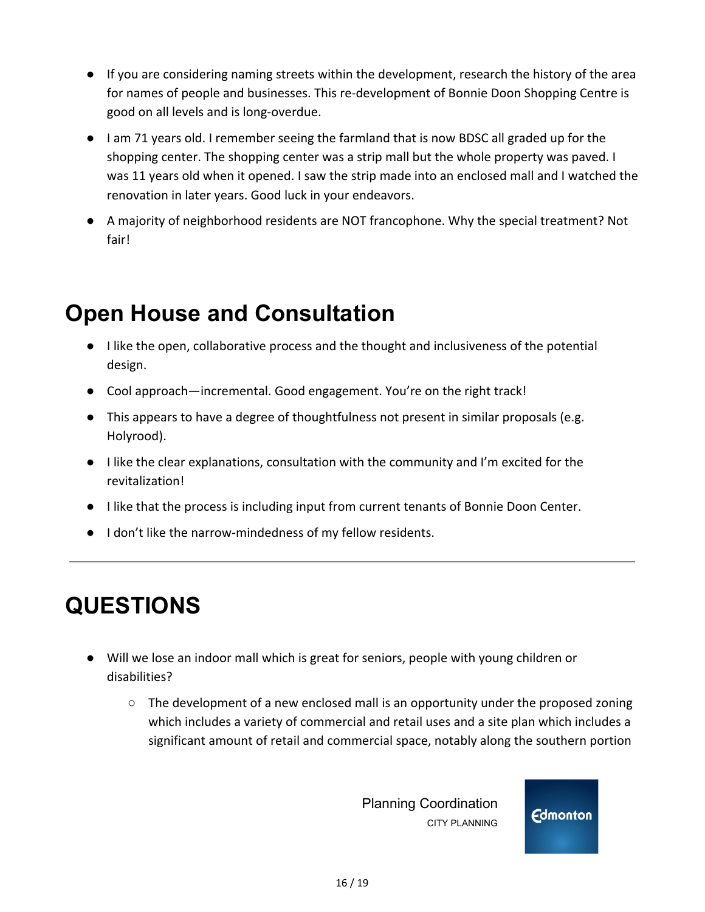- If you are considering naming streets within the development, research the history of the area for names of people and businesses. This re-development of Bonnie Doon Shopping Centre is good on all levels and is long-overdue.
- I am 71 years old. I remember seeing the farmland that is now BDSC all graded up for the shopping center. The shopping center was a strip mall but the whole property was paved. I was 11 years old when it opened. I saw the strip made into an enclosed mall and I watched the renovation in later years. Good luck in your endeavors.
- A majority of neighborhood residents are NOT francophone. Why the special treatment? Not fair!

## Open House and Consultation

- I like the open, collaborative process and the thought and inclusiveness of the potential design.
- Cool approach—incremental. Good engagement. You're on the right track!
- This appears to have a degree of thoughtfulness not present in similar proposals (e.g. Holyrood).
- I like the clear explanations, consultation with the community and I'm excited for the revitalization!
- I like that the process is including input from current tenants of Bonnie Doon Center.
- I don't like the narrow-mindedness of my fellow residents.

---

# QUESTIONS

- Will we lose an indoor mall which is great for seniors, people with young children or disabilities?
  - The development of a new enclosed mall is an opportunity under the proposed zoning which includes a variety of commercial and retail uses and a site plan which includes a significant amount of retail and commercial space, notably along the southern portion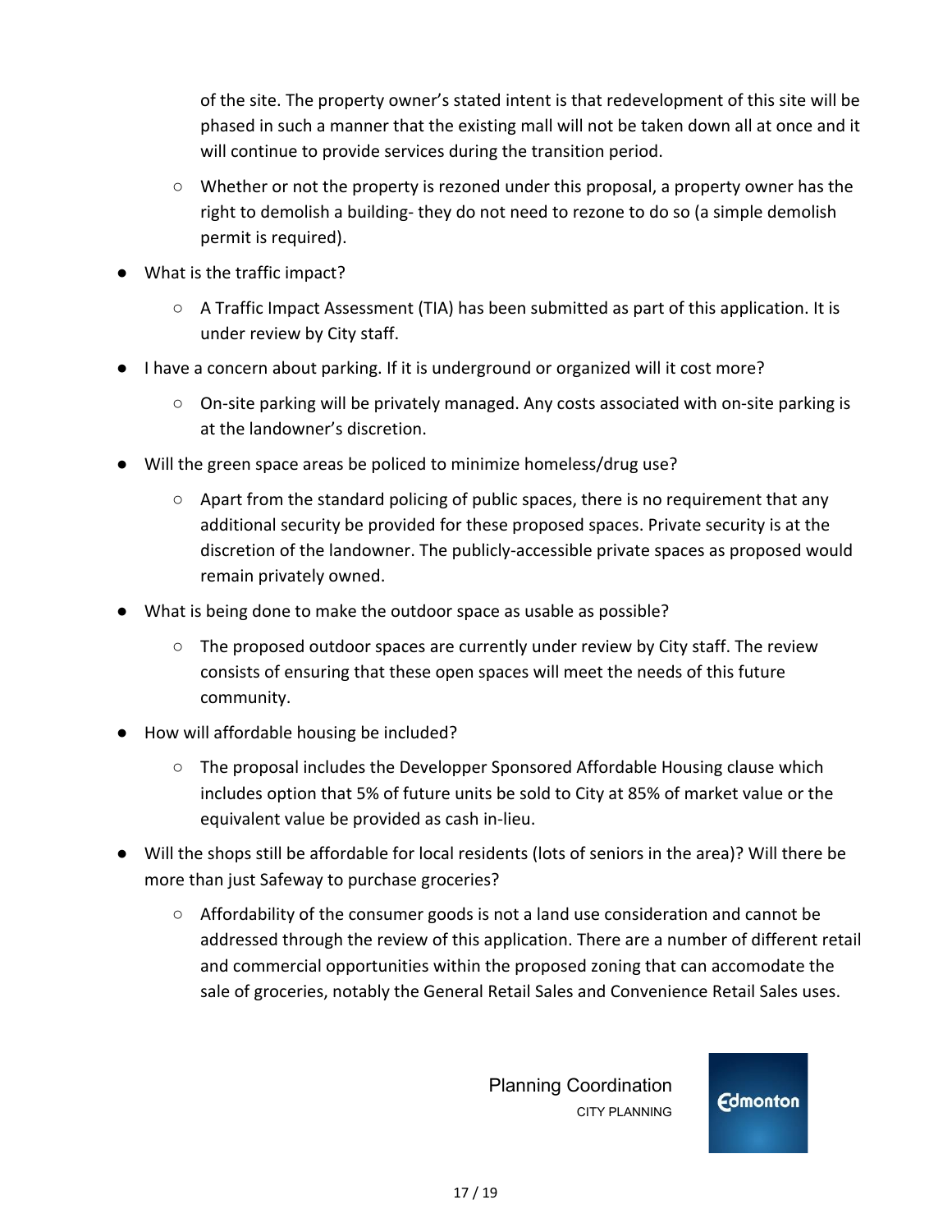of the site. The property owner's stated intent is that redevelopment of this site will be phased in such a manner that the existing mall will not be taken down all at once and it will continue to provide services during the transition period.

  - Whether or not the property is rezoned under this proposal, a property owner has the right to demolish a building- they do not need to rezone to do so (a simple demolish permit is required).

- What is the traffic impact?
  - A Traffic Impact Assessment (TIA) has been submitted as part of this application. It is under review by City staff.
- I have a concern about parking. If it is underground or organized will it cost more?
  - On-site parking will be privately managed. Any costs associated with on-site parking is at the landowner's discretion.
- Will the green space areas be policed to minimize homeless/drug use?
  - Apart from the standard policing of public spaces, there is no requirement that any additional security be provided for these proposed spaces. Private security is at the discretion of the landowner. The publicly-accessible private spaces as proposed would remain privately owned.
- What is being done to make the outdoor space as usable as possible?
  - The proposed outdoor spaces are currently under review by City staff. The review consists of ensuring that these open spaces will meet the needs of this future community.
- How will affordable housing be included?
  - The proposal includes the Developper Sponsored Affordable Housing clause which includes option that 5% of future units be sold to City at 85% of market value or the equivalent value be provided as cash in-lieu.
- Will the shops still be affordable for local residents (lots of seniors in the area)? Will there be more than just Safeway to purchase groceries?
  - Affordability of the consumer goods is not a land use consideration and cannot be addressed through the review of this application. There are a number of different retail and commercial opportunities within the proposed zoning that can accomodate the sale of groceries, notably the General Retail Sales and Convenience Retail Sales uses.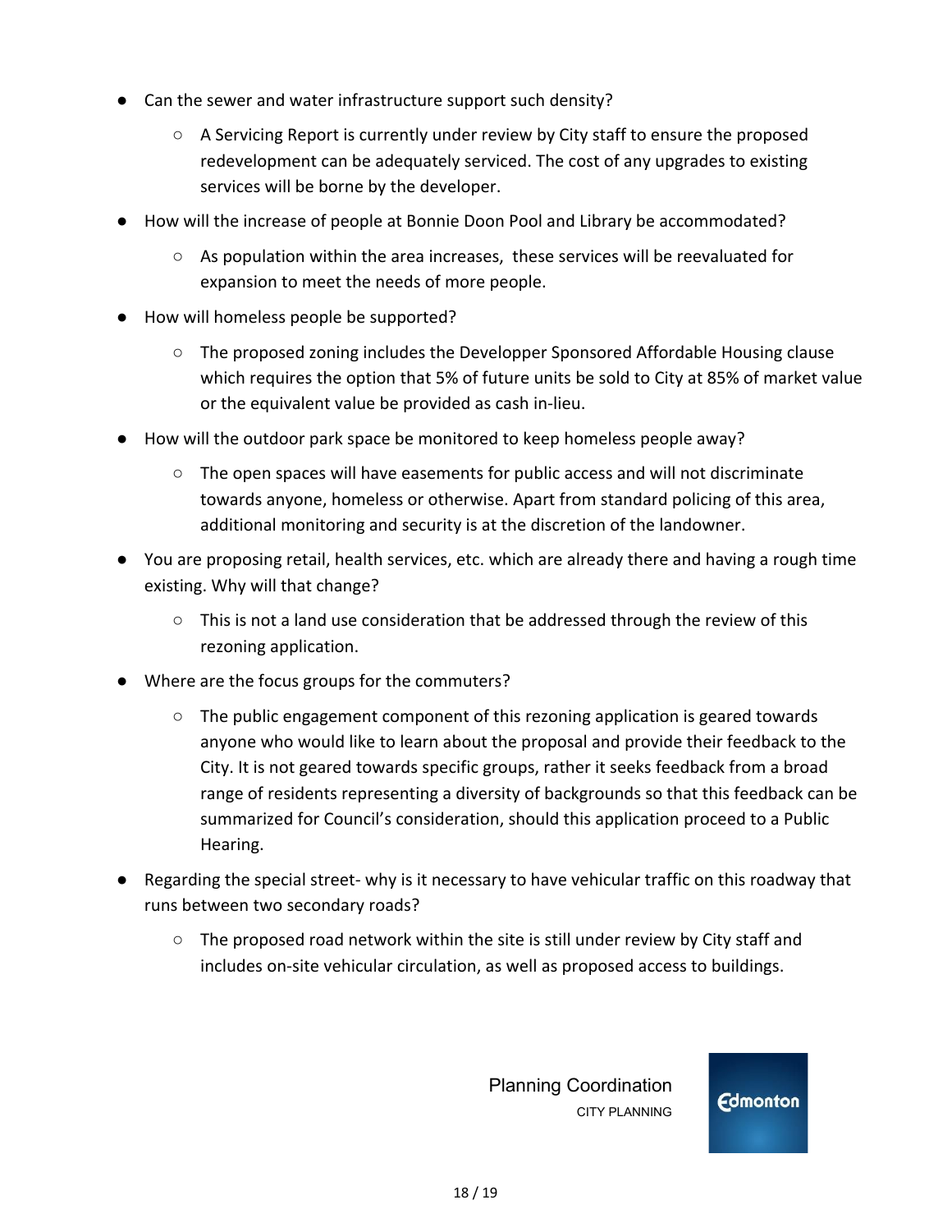- Can the sewer and water infrastructure support such density?
  - A Servicing Report is currently under review by City staff to ensure the proposed redevelopment can be adequately serviced. The cost of any upgrades to existing services will be borne by the developer.
- How will the increase of people at Bonnie Doon Pool and Library be accommodated?
  - As population within the area increases, these services will be reevaluated for expansion to meet the needs of more people.
- How will homeless people be supported?
  - The proposed zoning includes the Developper Sponsored Affordable Housing clause which requires the option that 5% of future units be sold to City at 85% of market value or the equivalent value be provided as cash in-lieu.
- How will the outdoor park space be monitored to keep homeless people away?
  - The open spaces will have easements for public access and will not discriminate towards anyone, homeless or otherwise. Apart from standard policing of this area, additional monitoring and security is at the discretion of the landowner.
- You are proposing retail, health services, etc. which are already there and having a rough time existing. Why will that change?
  - This is not a land use consideration that be addressed through the review of this rezoning application.
- Where are the focus groups for the commuters?
  - The public engagement component of this rezoning application is geared towards anyone who would like to learn about the proposal and provide their feedback to the City. It is not geared towards specific groups, rather it seeks feedback from a broad range of residents representing a diversity of backgrounds so that this feedback can be summarized for Council's consideration, should this application proceed to a Public Hearing.
- Regarding the special street- why is it necessary to have vehicular traffic on this roadway that runs between two secondary roads?
  - The proposed road network within the site is still under review by City staff and includes on-site vehicular circulation, as well as proposed access to buildings.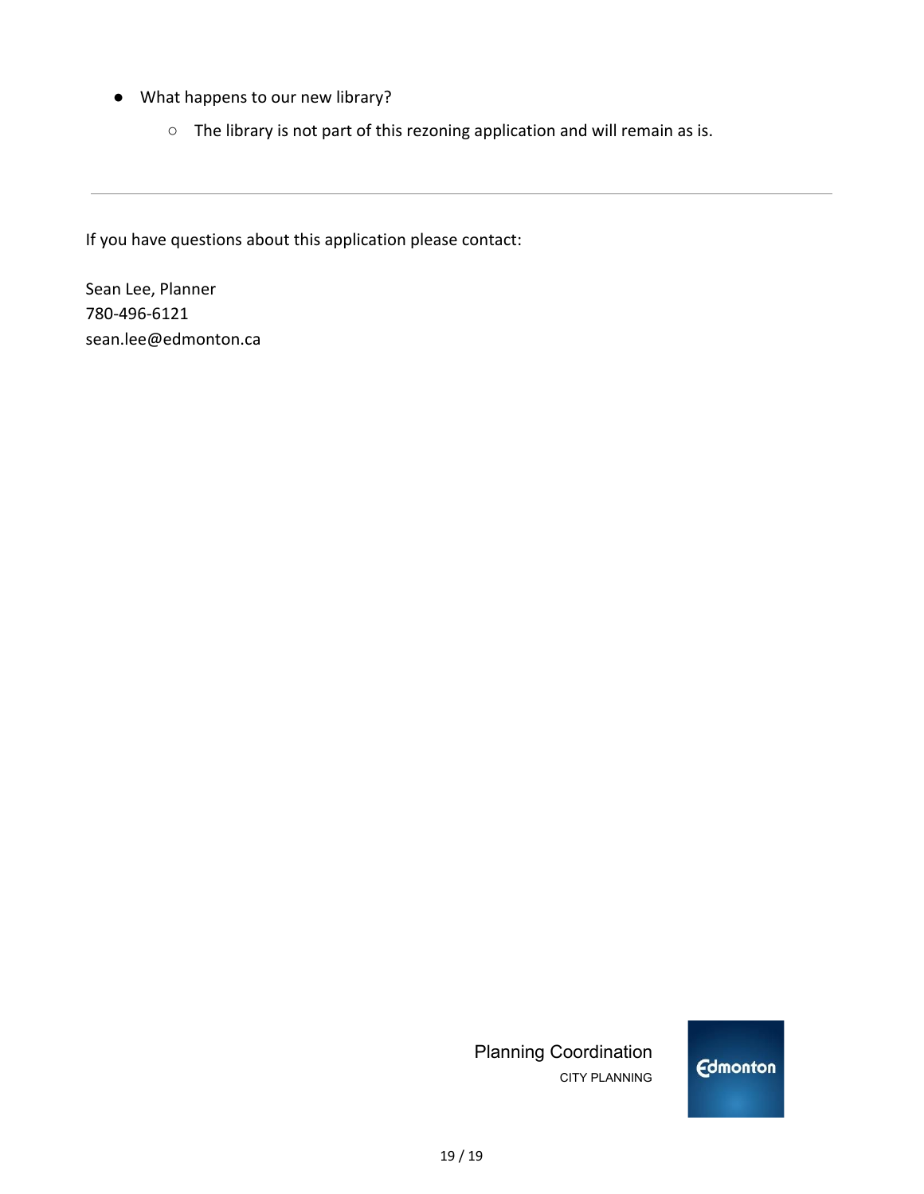- What happens to our new library?
  - The library is not part of this rezoning application and will remain as is.

---

If you have questions about this application please contact:

Sean Lee, Planner
780-496-6121
sean.lee@edmonton.ca